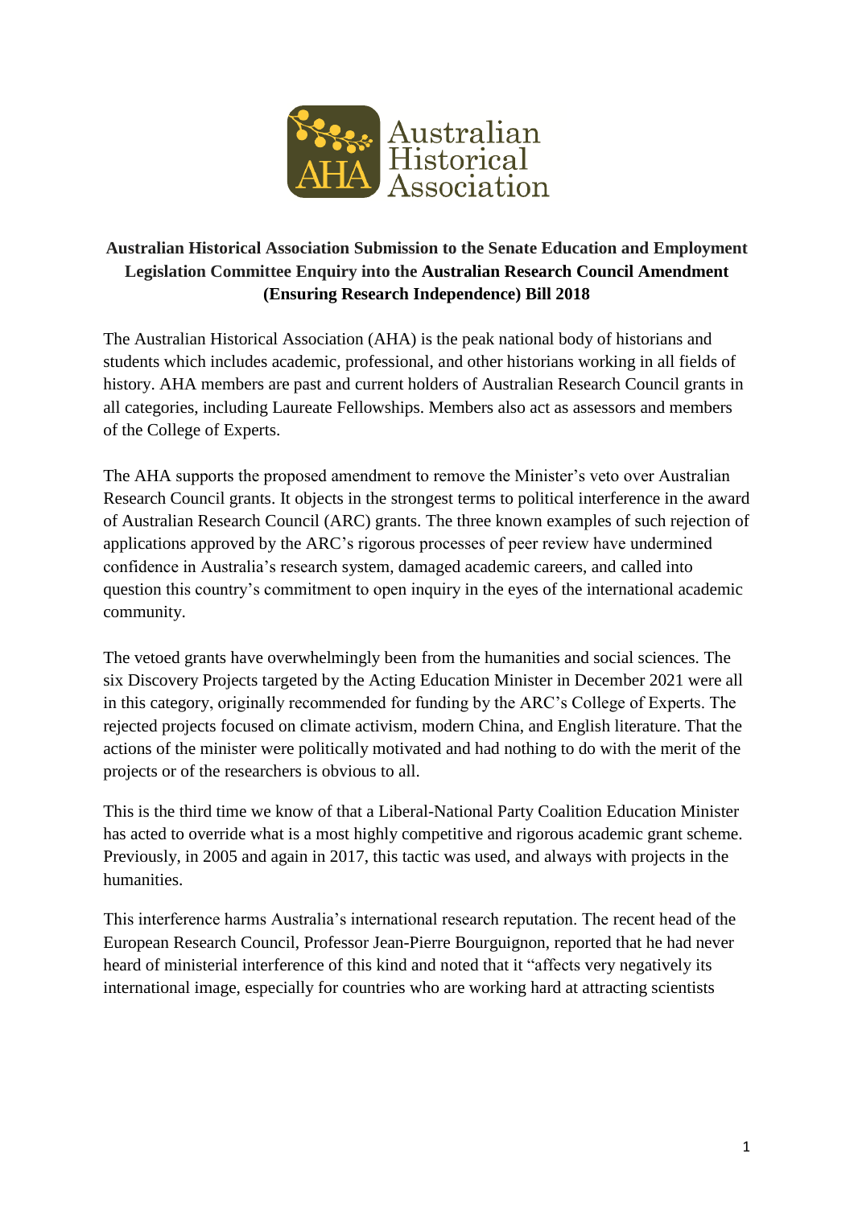**Australian Historical Association Submission to the Senate Education and Employment Legislation Committee Enquiry into the Australian Research Council Amendment (Ensuring Research Independence) Bill 2018**

The Australian Historical Association (AHA) is the peak national body of historians and students which includes academic, professional, and other historians working in all fields of history. AHA members are past and current holders of Australian Research Council grants in all categories, including Laureate Fellowships. Members also act as assessors and members of the College of Experts.

The AHA supports the proposed amendment to remove the Minister's veto over Australian Research Council grants. It objects in the strongest terms to political interference in the award of Australian Research Council (ARC) grants. The three known examples of such rejection of applications approved by the ARC's rigorous processes of peer review have undermined confidence in Australia's research system, damaged academic careers, and called into question this country's commitment to open inquiry in the eyes of the international academic community.

The vetoed grants have overwhelmingly been from the humanities and social sciences. The six Discovery Projects targeted by the Acting Education Minister in December 2021 were all in this category, originally recommended for funding by the ARC's College of Experts. The rejected projects focused on climate activism, modern China, and English literature. That the actions of the minister were politically motivated and had nothing to do with the merit of the projects or of the researchers is obvious to all.

This is the third time we know of that a Liberal-National Party Coalition Education Minister has acted to override what is a most highly competitive and rigorous academic grant scheme. Previously, in 2005 and again in 2017, this tactic was used, and always with projects in the humanities.

This interference harms Australia's international research reputation. The recent head of the European Research Council, Professor Jean-Pierre Bourguignon, reported that he had never heard of ministerial interference of this kind and noted that it "affects very negatively its international image, especially for countries who are working hard at attracting scientists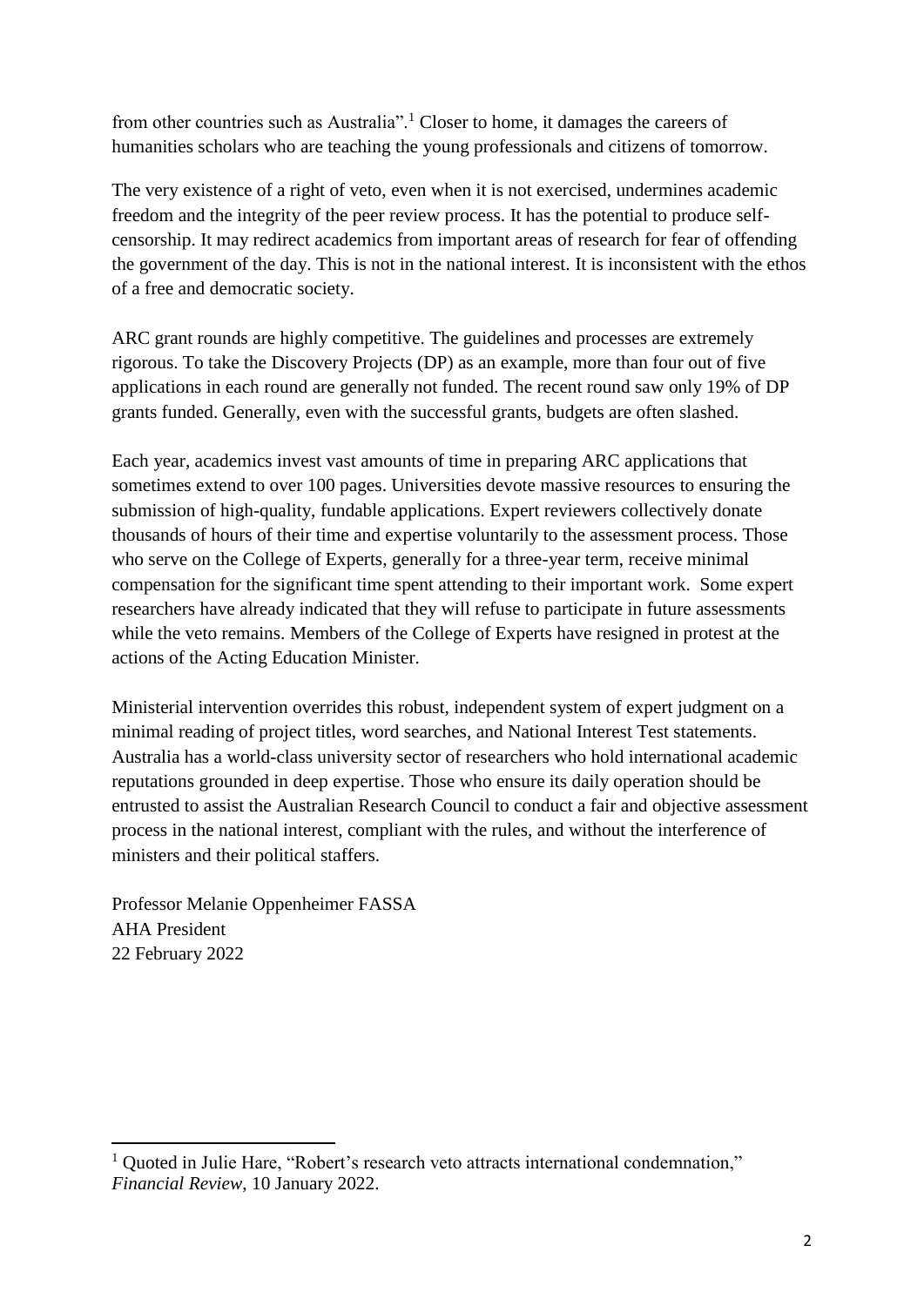from other countries such as Australia".[1] Closer to home, it damages the careers of humanities scholars who are teaching the young professionals and citizens of tomorrow.

The very existence of a right of veto, even when it is not exercised, undermines academic freedom and the integrity of the peer review process. It has the potential to produce self-censorship. It may redirect academics from important areas of research for fear of offending the government of the day. This is not in the national interest. It is inconsistent with the ethos of a free and democratic society.

ARC grant rounds are highly competitive. The guidelines and processes are extremely rigorous. To take the Discovery Projects (DP) as an example, more than four out of five applications in each round are generally not funded. The recent round saw only 19% of DP grants funded. Generally, even with the successful grants, budgets are often slashed.

Each year, academics invest vast amounts of time in preparing ARC applications that sometimes extend to over 100 pages. Universities devote massive resources to ensuring the submission of high-quality, fundable applications. Expert reviewers collectively donate thousands of hours of their time and expertise voluntarily to the assessment process. Those who serve on the College of Experts, generally for a three-year term, receive minimal compensation for the significant time spent attending to their important work. Some expert researchers have already indicated that they will refuse to participate in future assessments while the veto remains. Members of the College of Experts have resigned in protest at the actions of the Acting Education Minister.

Ministerial intervention overrides this robust, independent system of expert judgment on a minimal reading of project titles, word searches, and National Interest Test statements. Australia has a world-class university sector of researchers who hold international academic reputations grounded in deep expertise. Those who ensure its daily operation should be entrusted to assist the Australian Research Council to conduct a fair and objective assessment process in the national interest, compliant with the rules, and without the interference of ministers and their political staffers.

Professor Melanie Oppenheimer FASSA
AHA President
22 February 2022

---

[1] Quoted in Julie Hare, "Robert's research veto attracts international condemnation," *Financial Review*, 10 January 2022.